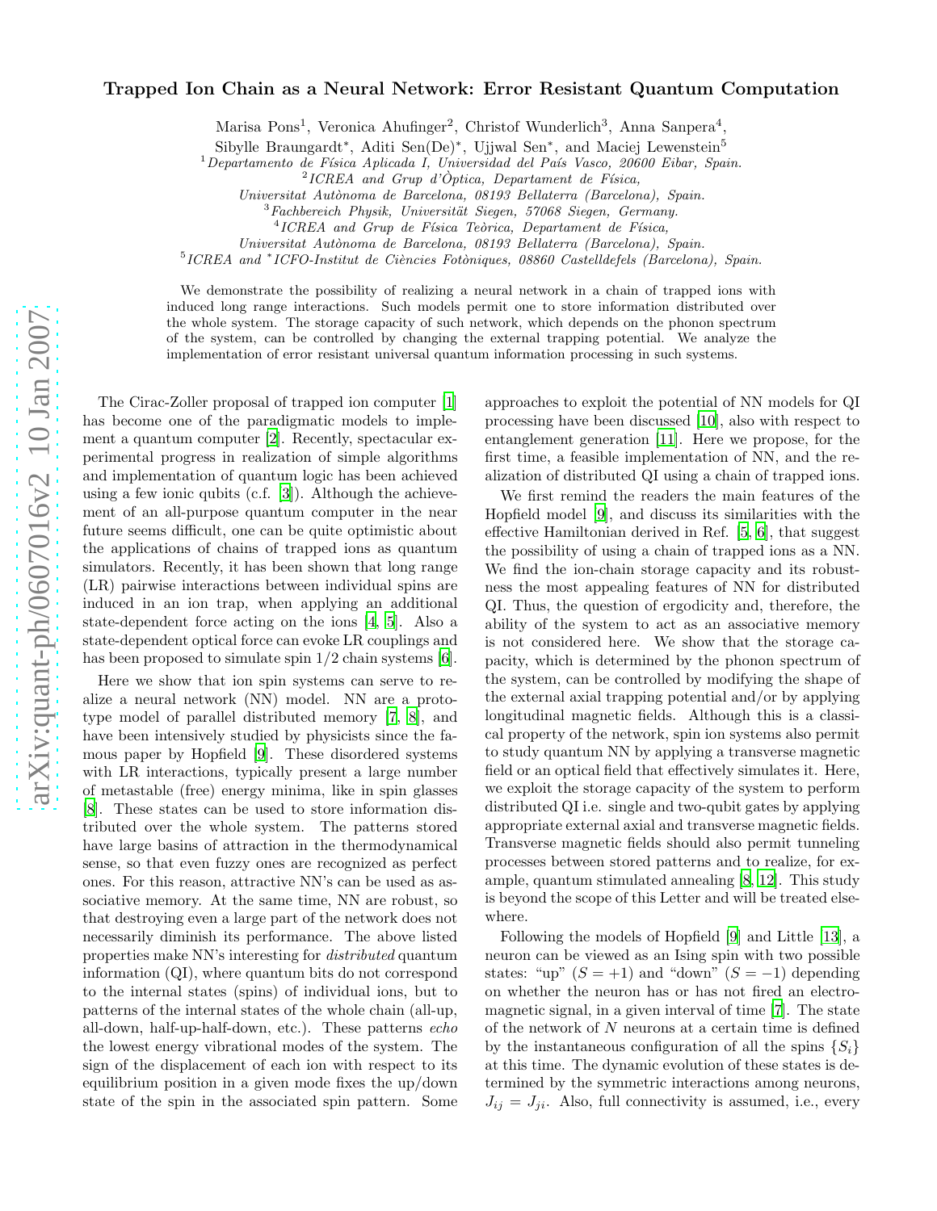# Trapped Ion Chain as a Neural Network: Error Resistant Quantum Computation

Marisa Pons[1], Veronica Ahufinger[2], Christof Wunderlich[3], Anna Sanpera[4], Sibylle Braungardt[*], Aditi Sen(De)[*], Ujjwal Sen[*], and Maciej Lewenstein[5]

[1]*Departamento de Física Aplicada I, Universidad del País Vasco, 20600 Eibar, Spain.*
[2]*ICREA and Grup d'Òptica, Departament de Física, Universitat Autònoma de Barcelona, 08193 Bellaterra (Barcelona), Spain.*
[3]*Fachbereich Physik, Universität Siegen, 57068 Siegen, Germany.*
[4]*ICREA and Grup de Física Teòrica, Departament de Física, Universitat Autònoma de Barcelona, 08193 Bellaterra (Barcelona), Spain.*
[5]*ICREA and* [*]*ICFO-Institut de Ciències Fotòniques, 08860 Castelldefels (Barcelona), Spain.*

We demonstrate the possibility of realizing a neural network in a chain of trapped ions with induced long range interactions. Such models permit one to store information distributed over the whole system. The storage capacity of such network, which depends on the phonon spectrum of the system, can be controlled by changing the external trapping potential. We analyze the implementation of error resistant universal quantum information processing in such systems.

The Cirac-Zoller proposal of trapped ion computer [1] has become one of the paradigmatic models to implement a quantum computer [2]. Recently, spectacular experimental progress in realization of simple algorithms and implementation of quantum logic has been achieved using a few ionic qubits (c.f. [3]). Although the achievement of an all-purpose quantum computer in the near future seems difficult, one can be quite optimistic about the applications of chains of trapped ions as quantum simulators. Recently, it has been shown that long range (LR) pairwise interactions between individual spins are induced in an ion trap, when applying an additional state-dependent force acting on the ions [4, 5]. Also a state-dependent optical force can evoke LR couplings and has been proposed to simulate spin 1/2 chain systems [6].

Here we show that ion spin systems can serve to realize a neural network (NN) model. NN are a prototype model of parallel distributed memory [7, 8], and have been intensively studied by physicists since the famous paper by Hopfield [9]. These disordered systems with LR interactions, typically present a large number of metastable (free) energy minima, like in spin glasses [8]. These states can be used to store information distributed over the whole system. The patterns stored have large basins of attraction in the thermodynamical sense, so that even fuzzy ones are recognized as perfect ones. For this reason, attractive NN's can be used as associative memory. At the same time, NN are robust, so that destroying even a large part of the network does not necessarily diminish its performance. The above listed properties make NN's interesting for *distributed* quantum information (QI), where quantum bits do not correspond to the internal states (spins) of individual ions, but to patterns of the internal states of the whole chain (all-up, all-down, half-up-half-down, etc.). These patterns *echo* the lowest energy vibrational modes of the system. The sign of the displacement of each ion with respect to its equilibrium position in a given mode fixes the up/down state of the spin in the associated spin pattern. Some approaches to exploit the potential of NN models for QI processing have been discussed [10], also with respect to entanglement generation [11]. Here we propose, for the first time, a feasible implementation of NN, and the realization of distributed QI using a chain of trapped ions.

We first remind the readers the main features of the Hopfield model [9], and discuss its similarities with the effective Hamiltonian derived in Ref. [5, 6], that suggest the possibility of using a chain of trapped ions as a NN. We find the ion-chain storage capacity and its robustness the most appealing features of NN for distributed QI. Thus, the question of ergodicity and, therefore, the ability of the system to act as an associative memory is not considered here. We show that the storage capacity, which is determined by the phonon spectrum of the system, can be controlled by modifying the shape of the external axial trapping potential and/or by applying longitudinal magnetic fields. Although this is a classical property of the network, spin ion systems also permit to study quantum NN by applying a transverse magnetic field or an optical field that effectively simulates it. Here, we exploit the storage capacity of the system to perform distributed QI i.e. single and two-qubit gates by applying appropriate external axial and transverse magnetic fields. Transverse magnetic fields should also permit tunneling processes between stored patterns and to realize, for example, quantum stimulated annealing [8, 12]. This study is beyond the scope of this Letter and will be treated elsewhere.

Following the models of Hopfield [9] and Little [13], a neuron can be viewed as an Ising spin with two possible states: "up" ($S = +1$) and "down" ($S = -1$) depending on whether the neuron has or has not fired an electromagnetic signal, in a given interval of time [7]. The state of the network of $N$ neurons at a certain time is defined by the instantaneous configuration of all the spins $\{S_i\}$ at this time. The dynamic evolution of these states is determined by the symmetric interactions among neurons, $J_{ij} = J_{ji}$. Also, full connectivity is assumed, i.e., every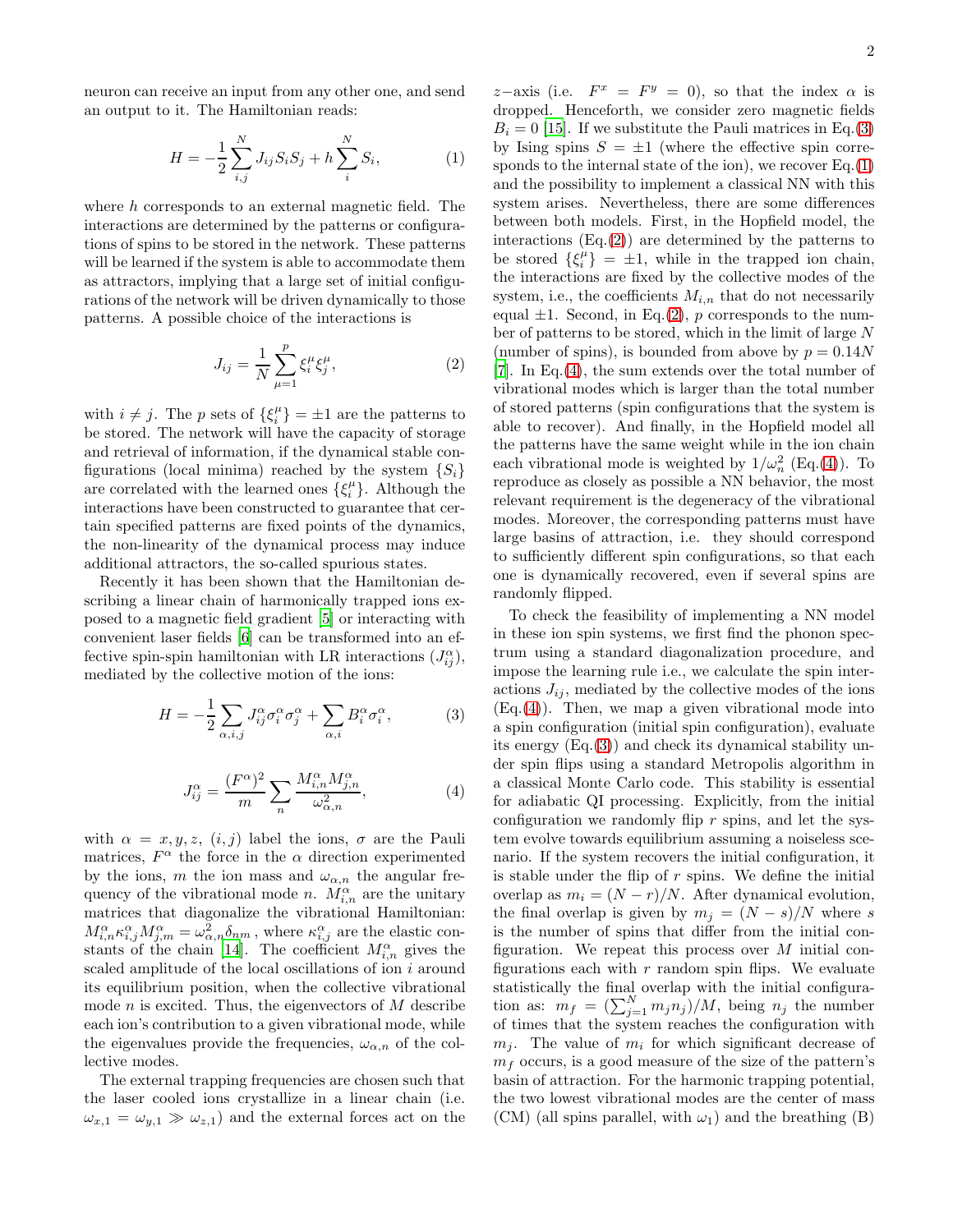neuron can receive an input from any other one, and send an output to it. The Hamiltonian reads:

$$H = -\frac{1}{2}\sum_{i,j}^{N} J_{ij} S_i S_j + h\sum_{i}^{N} S_i, \tag{1}$$

where $h$ corresponds to an external magnetic field. The interactions are determined by the patterns or configurations of spins to be stored in the network. These patterns will be learned if the system is able to accommodate them as attractors, implying that a large set of initial configurations of the network will be driven dynamically to those patterns. A possible choice of the interactions is

$$J_{ij} = \frac{1}{N}\sum_{\mu=1}^{p} \xi_i^\mu \xi_j^\mu, \tag{2}$$

with $i \neq j$. The $p$ sets of $\{\xi_i^\mu\} = \pm 1$ are the patterns to be stored. The network will have the capacity of storage and retrieval of information, if the dynamical stable configurations (local minima) reached by the system $\{S_i\}$ are correlated with the learned ones $\{\xi_i^\mu\}$. Although the interactions have been constructed to guarantee that certain specified patterns are fixed points of the dynamics, the non-linearity of the dynamical process may induce additional attractors, the so-called spurious states.

Recently it has been shown that the Hamiltonian describing a linear chain of harmonically trapped ions exposed to a magnetic field gradient [5] or interacting with convenient laser fields [6] can be transformed into an effective spin-spin hamiltonian with LR interactions ($J_{ij}^\alpha$), mediated by the collective motion of the ions:

$$H = -\frac{1}{2}\sum_{\alpha,i,j} J_{ij}^\alpha \sigma_i^\alpha \sigma_j^\alpha + \sum_{\alpha,i} B_i^\alpha \sigma_i^\alpha, \tag{3}$$

$$J_{ij}^\alpha = \frac{(F^\alpha)^2}{m}\sum_n \frac{M_{i,n}^\alpha M_{j,n}^\alpha}{\omega_{\alpha,n}^2}, \tag{4}$$

with $\alpha = x, y, z$, $(i,j)$ label the ions, $\sigma$ are the Pauli matrices, $F^\alpha$ the force in the $\alpha$ direction experimented by the ions, $m$ the ion mass and $\omega_{\alpha,n}$ the angular frequency of the vibrational mode $n$. $M_{i,n}^\alpha$ are the unitary matrices that diagonalize the vibrational Hamiltonian: $M_{i,n}^\alpha \kappa_{i,j}^\alpha M_{j,m}^\alpha = \omega_{\alpha,n}^2 \delta_{nm}$ , where $\kappa_{i,j}^\alpha$ are the elastic constants of the chain [14]. The coefficient $M_{i,n}^\alpha$ gives the scaled amplitude of the local oscillations of ion $i$ around its equilibrium position, when the collective vibrational mode $n$ is excited. Thus, the eigenvectors of $M$ describe each ion's contribution to a given vibrational mode, while the eigenvalues provide the frequencies, $\omega_{\alpha,n}$ of the collective modes.

The external trapping frequencies are chosen such that the laser cooled ions crystallize in a linear chain (i.e. $\omega_{x,1} = \omega_{y,1} \gg \omega_{z,1}$) and the external forces act on the $z-$axis (i.e. $F^x = F^y = 0$), so that the index $\alpha$ is dropped. Henceforth, we consider zero magnetic fields $B_i = 0$ [15]. If we substitute the Pauli matrices in Eq.(3) by Ising spins $S = \pm 1$ (where the effective spin corresponds to the internal state of the ion), we recover Eq.(1) and the possibility to implement a classical NN with this system arises. Nevertheless, there are some differences between both models. First, in the Hopfield model, the interactions (Eq.(2)) are determined by the patterns to be stored $\{\xi_i^\mu\} = \pm 1$, while in the trapped ion chain, the interactions are fixed by the collective modes of the system, i.e., the coefficients $M_{i,n}$ that do not necessarily equal $\pm 1$. Second, in Eq.(2), $p$ corresponds to the number of patterns to be stored, which in the limit of large $N$ (number of spins), is bounded from above by $p = 0.14N$ [7]. In Eq.(4), the sum extends over the total number of vibrational modes which is larger than the total number of stored patterns (spin configurations that the system is able to recover). And finally, in the Hopfield model all the patterns have the same weight while in the ion chain each vibrational mode is weighted by $1/\omega_n^2$ (Eq.(4)). To reproduce as closely as possible a NN behavior, the most relevant requirement is the degeneracy of the vibrational modes. Moreover, the corresponding patterns must have large basins of attraction, i.e. they should correspond to sufficiently different spin configurations, so that each one is dynamically recovered, even if several spins are randomly flipped.

To check the feasibility of implementing a NN model in these ion spin systems, we first find the phonon spectrum using a standard diagonalization procedure, and impose the learning rule i.e., we calculate the spin interactions $J_{ij}$, mediated by the collective modes of the ions (Eq.(4)). Then, we map a given vibrational mode into a spin configuration (initial spin configuration), evaluate its energy (Eq.(3)) and check its dynamical stability under spin flips using a standard Metropolis algorithm in a classical Monte Carlo code. This stability is essential for adiabatic QI processing. Explicitly, from the initial configuration we randomly flip $r$ spins, and let the system evolve towards equilibrium assuming a noiseless scenario. If the system recovers the initial configuration, it is stable under the flip of $r$ spins. We define the initial overlap as $m_i = (N-r)/N$. After dynamical evolution, the final overlap is given by $m_j = (N-s)/N$ where $s$ is the number of spins that differ from the initial configuration. We repeat this process over $M$ initial configurations each with $r$ random spin flips. We evaluate statistically the final overlap with the initial configuration as: $m_f = (\sum_{j=1}^{N} m_j n_j)/M$, being $n_j$ the number of times that the system reaches the configuration with $m_j$. The value of $m_i$ for which significant decrease of $m_f$ occurs, is a good measure of the size of the pattern's basin of attraction. For the harmonic trapping potential, the two lowest vibrational modes are the center of mass (CM) (all spins parallel, with $\omega_1$) and the breathing (B)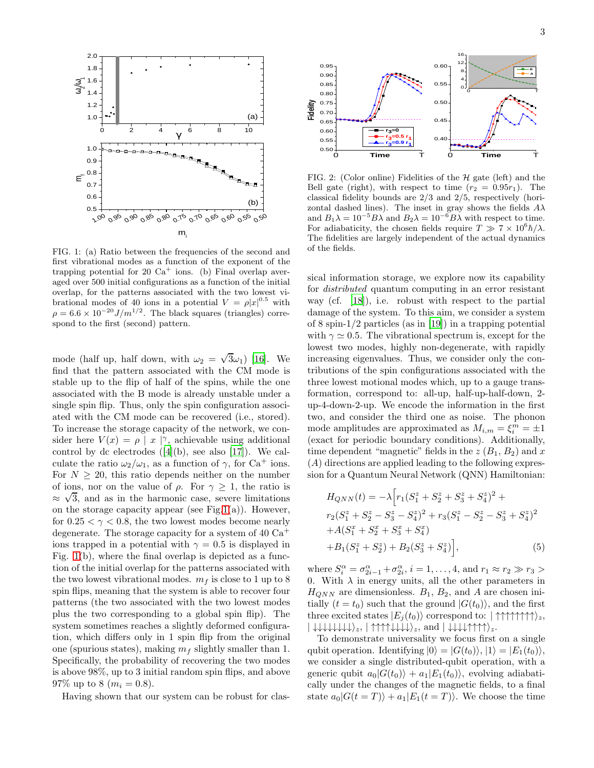FIG. 1: (a) Ratio between the frequencies of the second and first vibrational modes as a function of the exponent of the trapping potential for 20 $Ca^+$ ions. (b) Final overlap averaged over 500 initial configurations as a function of the initial overlap, for the patterns associated with the two lowest vibrational modes of 40 ions in a potential $V = \rho|x|^{0.5}$ with $\rho = 6.6 \times 10^{-20} J/m^{1/2}$. The black squares (triangles) correspond to the first (second) pattern.

mode (half up, half down, with $\omega_2 = \sqrt{3}\omega_1$) [16]. We find that the pattern associated with the CM mode is stable up to the flip of half of the spins, while the one associated with the B mode is already unstable under a single spin flip. Thus, only the spin configuration associated with the CM mode can be recovered (i.e., stored). To increase the storage capacity of the network, we consider here $V(x) = \rho \mid x \mid^\gamma$, achievable using additional control by dc electrodes ([4](b), see also [17]). We calculate the ratio $\omega_2/\omega_1$, as a function of $\gamma$, for $Ca^+$ ions. For $N \geq 20$, this ratio depends neither on the number of ions, nor on the value of $\rho$. For $\gamma \geq 1$, the ratio is $\approx \sqrt{3}$, and as in the harmonic case, severe limitations on the storage capacity appear (see Fig.1(a)). However, for $0.25 < \gamma < 0.8$, the two lowest modes become nearly degenerate. The storage capacity for a system of 40 $Ca^+$ ions trapped in a potential with $\gamma = 0.5$ is displayed in Fig. 1(b), where the final overlap is depicted as a function of the initial overlap for the patterns associated with the two lowest vibrational modes. $m_f$ is close to 1 up to 8 spin flips, meaning that the system is able to recover four patterns (the two associated with the two lowest modes plus the two corresponding to a global spin flip). The system sometimes reaches a slightly deformed configuration, which differs only in 1 spin flip from the original one (spurious states), making $m_f$ slightly smaller than 1. Specifically, the probability of recovering the two modes is above 98%, up to 3 initial random spin flips, and above 97% up to 8 ($m_i = 0.8$).

Having shown that our system can be robust for classical information storage, we explore now its capability for *distributed* quantum computing in an error resistant way (cf. [18]), i.e. robust with respect to the partial damage of the system. To this aim, we consider a system of 8 spin-1/2 particles (as in [19]) in a trapping potential with $\gamma \simeq 0.5$. The vibrational spectrum is, except for the lowest two modes, highly non-degenerate, with rapidly increasing eigenvalues. Thus, we consider only the contributions of the spin configurations associated with the three lowest motional modes which, up to a gauge transformation, correspond to: all-up, half-up-half-down, 2-up-4-down-2-up. We encode the information in the first two, and consider the third one as noise. The phonon mode amplitudes are approximated as $M_{i,m} = \xi_i^m = \pm 1$ (exact for periodic boundary conditions). Additionally, time dependent "magnetic" fields in the $z$ ($B_1$, $B_2$) and $x$ ($A$) directions are applied leading to the following expression for a Quantum Neural Network (QNN) Hamiltonian:

$$
\begin{aligned}
H_{QNN}(t) = -\lambda\Big[ & r_1(S_1^z + S_2^z + S_3^z + S_4^z)^2 + \\
& r_2(S_1^z + S_2^z - S_3^z - S_4^z)^2 + r_3(S_1^z - S_2^z - S_3^z + S_4^z)^2 \\
& + A(S_1^x + S_2^x + S_3^x + S_4^x) \\
& + B_1(S_1^z + S_2^z) + B_2(S_3^z + S_4^z)\Big], \qquad (5)
\end{aligned}
$$

where $S_i^\alpha = \sigma_{2i-1}^\alpha + \sigma_{2i}^\alpha$, $i = 1,\ldots,4$, and $r_1 \approx r_2 \gg r_3 > 0$. With $\lambda$ in energy units, all the other parameters in $H_{QNN}$ are dimensionless. $B_1$, $B_2$, and $A$ are chosen initially ($t = t_0$) such that the ground $|G(t_0)\rangle$, and the first three excited states $|E_j(t_0)\rangle$ correspond to: $|\uparrow\uparrow\uparrow\uparrow\uparrow\uparrow\uparrow\uparrow\rangle_z$, $|\downarrow\downarrow\downarrow\downarrow\downarrow\downarrow\downarrow\downarrow\rangle_z$, $|\uparrow\uparrow\uparrow\uparrow\downarrow\downarrow\downarrow\downarrow\rangle_z$, and $|\downarrow\downarrow\downarrow\downarrow\uparrow\uparrow\uparrow\uparrow\rangle_z$.

To demonstrate universality we focus first on a single qubit operation. Identifying $|0\rangle = |G(t_0)\rangle$, $|1\rangle = |E_1(t_0)\rangle$, we consider a single distributed-qubit operation, with a generic qubit $a_0|G(t_0)\rangle + a_1|E_1(t_0)\rangle$, evolving adiabatically under the changes of the magnetic fields, to a final state $a_0|G(t = T)\rangle + a_1|E_1(t = T)\rangle$. We choose the time

FIG. 2: (Color online) Fidelities of the $\mathcal{H}$ gate (left) and the Bell gate (right), with respect to time ($r_2 = 0.95 r_1$). The classical fidelity bounds are 2/3 and 2/5, respectively (horizontal dashed lines). The inset in gray shows the fields $A\lambda$ and $B_1\lambda = 10^{-5} B\lambda$ and $B_2\lambda = 10^{-6} B\lambda$ with respect to time. For adiabaticity, the chosen fields require $T \gg 7 \times 10^6 \hbar/\lambda$. The fidelities are largely independent of the actual dynamics of the fields.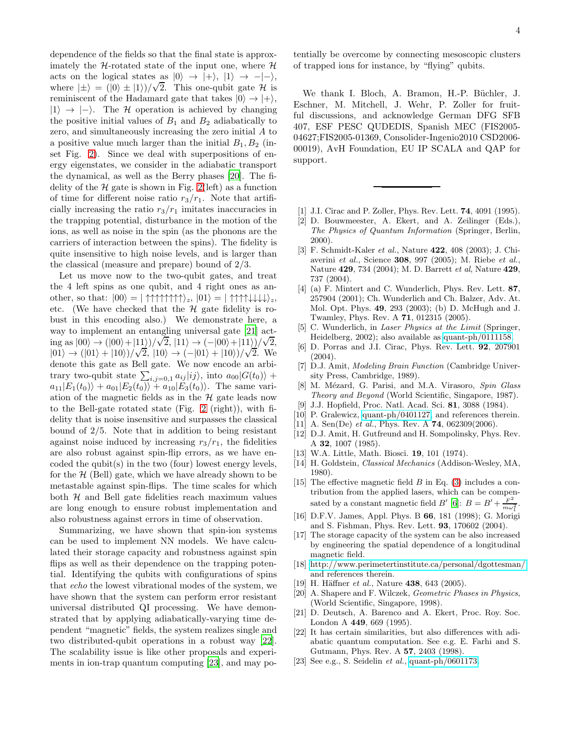dependence of the fields so that the final state is approximately the $\mathcal{H}$-rotated state of the input one, where $\mathcal{H}$ acts on the logical states as $|0\rangle \to |+\rangle$, $|1\rangle \to -|-\rangle$, where $|\pm\rangle = (|0\rangle \pm |1\rangle)/\sqrt{2}$. This one-qubit gate $\mathcal{H}$ is reminiscent of the Hadamard gate that takes $|0\rangle \to |+\rangle$, $|1\rangle \to |-\rangle$. The $\mathcal{H}$ operation is achieved by changing the positive initial values of $B_1$ and $B_2$ adiabatically to zero, and simultaneously increasing the zero initial $A$ to a positive value much larger than the initial $B_1, B_2$ (inset Fig. 2). Since we deal with superpositions of energy eigenstates, we consider in the adiabatic transport the dynamical, as well as the Berry phases [20]. The fidelity of the $\mathcal{H}$ gate is shown in Fig. 2(left) as a function of time for different noise ratio $r_3/r_1$. Note that artificially increasing the ratio $r_3/r_1$ imitates inaccuracies in the trapping potential, disturbance in the motion of the ions, as well as noise in the spin (as the phonons are the carriers of interaction between the spins). The fidelity is quite insensitive to high noise levels, and is larger than the classical (measure and prepare) bound of 2/3.

Let us move now to the two-qubit gates, and treat the 4 left spins as one qubit, and 4 right ones as another, so that: $|00\rangle = |\uparrow\uparrow\uparrow\uparrow\uparrow\uparrow\uparrow\uparrow\rangle_z$, $|01\rangle = |\uparrow\uparrow\uparrow\uparrow\downarrow\downarrow\downarrow\downarrow\rangle_z$, etc. (We have checked that the $\mathcal{H}$ gate fidelity is robust in this encoding also.) We demonstrate here, a way to implement an entangling universal gate [21] acting as $|00\rangle \to (|00\rangle + |11\rangle)/\sqrt{2}$, $|11\rangle \to (-|00\rangle + |11\rangle)/\sqrt{2}$, $|01\rangle \to (|01\rangle + |10\rangle)/\sqrt{2}$, $|10\rangle \to (-|01\rangle + |10\rangle)/\sqrt{2}$. We denote this gate as Bell gate. We now encode an arbitrary two-qubit state $\sum_{i,j=0,1} a_{ij}|ij\rangle$, into $a_{00}|G(t_0)\rangle + a_{11}|E_1(t_0)\rangle + a_{01}|E_2(t_0)\rangle + a_{10}|E_3(t_0)\rangle$. The same variation of the magnetic fields as in the $\mathcal{H}$ gate leads now to the Bell-gate rotated state (Fig. 2 (right)), with fidelity that is noise insensitive and surpasses the classical bound of 2/5. Note that in addition to being resistant against noise induced by increasing $r_3/r_1$, the fidelities are also robust against spin-flip errors, as we have encoded the qubit(s) in the two (four) lowest energy levels, for the $\mathcal{H}$ (Bell) gate, which we have already shown to be metastable against spin-flips. The time scales for which both $\mathcal{H}$ and Bell gate fidelities reach maximum values are long enough to ensure robust implementation and also robustness against errors in time of observation.

Summarizing, we have shown that spin-ion systems can be used to implement NN models. We have calculated their storage capacity and robustness against spin flips as well as their dependence on the trapping potential. Identifying the qubits with configurations of spins that *echo* the lowest vibrational modes of the system, we have shown that the system can perform error resistant universal distributed QI processing. We have demonstrated that by applying adiabatically-varying time dependent "magnetic" fields, the system realizes single and two distributed-qubit operations in a robust way [22]. The scalability issue is like other proposals and experiments in ion-trap quantum computing [23], and may potentially be overcome by connecting mesoscopic clusters of trapped ions for instance, by "flying" qubits.

We thank I. Bloch, A. Bramon, H.-P. Büchler, J. Eschner, M. Mitchell, J. Wehr, P. Zoller for fruitful discussions, and acknowledge German DFG SFB 407, ESF PESC QUDEDIS, Spanish MEC (FIS2005-04627;FIS2005-01369, Consolider-Ingenio2010 CSD2006-00019), AvH Foundation, EU IP SCALA and QAP for support.

---

[1] J.I. Cirac and P. Zoller, Phys. Rev. Lett. **74**, 4091 (1995).

[2] D. Bouwmeester, A. Ekert, and A. Zeilinger (Eds.), *The Physics of Quantum Information* (Springer, Berlin, 2000).

[3] F. Schmidt-Kaler *et al.*, Nature **422**, 408 (2003); J. Chiaverini *et al.*, Science **308**, 997 (2005); M. Riebe *et al.*, Nature **429**, 734 (2004); M. D. Barrett *et al*, Nature **429**, 737 (2004).

[4] (a) F. Mintert and C. Wunderlich, Phys. Rev. Lett. **87**, 257904 (2001); Ch. Wunderlich and Ch. Balzer, Adv. At. Mol. Opt. Phys. **49**, 293 (2003); (b) D. McHugh and J. Twamley, Phys. Rev. A **71**, 012315 (2005).

[5] C. Wunderlich, in *Laser Physics at the Limit* (Springer, Heidelberg, 2002); also available as quant-ph/0111158.

[6] D. Porras and J.I. Cirac, Phys. Rev. Lett. **92**, 207901 (2004).

[7] D.J. Amit, *Modeling Brain Function* (Cambridge University Press, Cambridge, 1989).

[8] M. Mézard, G. Parisi, and M.A. Virasoro, *Spin Glass Theory and Beyond* (World Scientific, Singapore, 1987).

[9] J.J. Hopfield, Proc. Natl. Acad. Sci. **81**, 3088 (1984).

[10] P. Gralewicz, quant-ph/0401127, and references therein.

[11] A. Sen(De) *et al.*, Phys. Rev. A **74**, 062309(2006).

[12] D.J. Amit, H. Gutfreund and H. Sompolinsky, Phys. Rev. A **32**, 1007 (1985).

[13] W.A. Little, Math. Biosci. **19**, 101 (1974).

[14] H. Goldstein, *Classical Mechanics* (Addison-Wesley, MA, 1980).

[15] The effective magnetic field $B$ in Eq. (3) includes a contribution from the applied lasers, which can be compensated by a constant magnetic field $B'$ [6]: $B = B' + \frac{F^2}{m\omega_1^2}$.

[16] D.F.V. James, Appl. Phys. B **66**, 181 (1998); G. Morigi and S. Fishman, Phys. Rev. Lett. **93**, 170602 (2004).

[17] The storage capacity of the system can be also increased by engineering the spatial dependence of a longitudinal magnetic field.

[18] http://www.perimetertinstitute.ca/personal/dgottesman/ and references therein.

[19] H. Häffner *et al.*, Nature **438**, 643 (2005).

[20] A. Shapere and F. Wilczek, *Geometric Phases in Physics*, (World Scientific, Singapore, 1998).

[21] D. Deutsch, A. Barenco and A. Ekert, Proc. Roy. Soc. London A **449**, 669 (1995).

[22] It has certain similarities, but also differences with adiabatic quantum computation. See e.g. E. Farhi and S. Gutmann, Phys. Rev. A **57**, 2403 (1998).

[23] See e.g., S. Seidelin *et al.*, quant-ph/0601173.